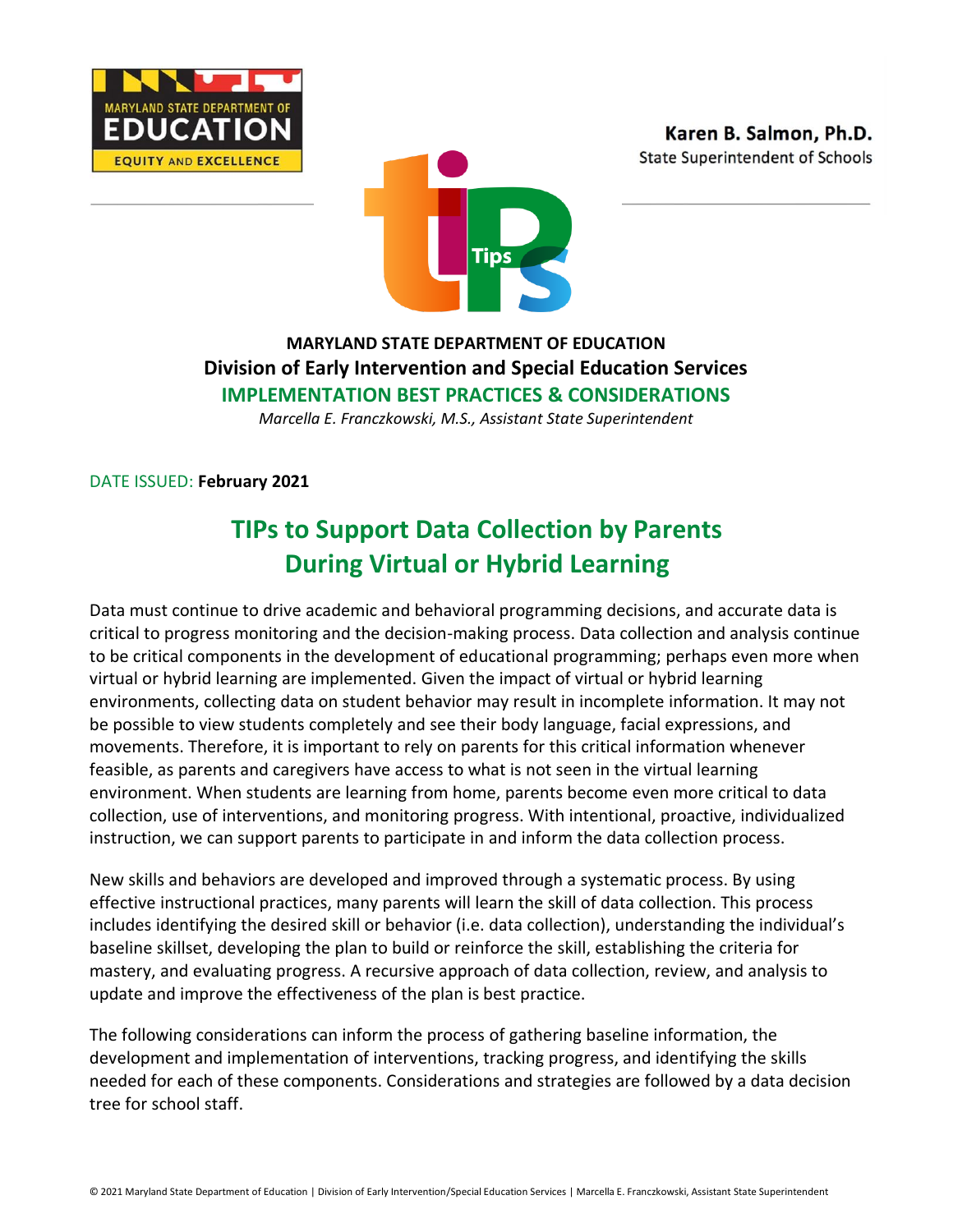MARYLAND STATE DEPARTMENT OF EDUCATION

EQUITY AND EXCELLENCE

**Karen B. Salmon, Ph.D.**
State Superintendent of Schools

**MARYLAND STATE DEPARTMENT OF EDUCATION**
**Division of Early Intervention and Special Education Services**
**IMPLEMENTATION BEST PRACTICES & CONSIDERATIONS**
*Marcella E. Franczkowski, M.S., Assistant State Superintendent*

DATE ISSUED: **February 2021**

# TIPs to Support Data Collection by Parents During Virtual or Hybrid Learning

Data must continue to drive academic and behavioral programming decisions, and accurate data is critical to progress monitoring and the decision-making process. Data collection and analysis continue to be critical components in the development of educational programming; perhaps even more when virtual or hybrid learning are implemented. Given the impact of virtual or hybrid learning environments, collecting data on student behavior may result in incomplete information. It may not be possible to view students completely and see their body language, facial expressions, and movements. Therefore, it is important to rely on parents for this critical information whenever feasible, as parents and caregivers have access to what is not seen in the virtual learning environment. When students are learning from home, parents become even more critical to data collection, use of interventions, and monitoring progress. With intentional, proactive, individualized instruction, we can support parents to participate in and inform the data collection process.

New skills and behaviors are developed and improved through a systematic process. By using effective instructional practices, many parents will learn the skill of data collection. This process includes identifying the desired skill or behavior (i.e. data collection), understanding the individual's baseline skillset, developing the plan to build or reinforce the skill, establishing the criteria for mastery, and evaluating progress. A recursive approach of data collection, review, and analysis to update and improve the effectiveness of the plan is best practice.

The following considerations can inform the process of gathering baseline information, the development and implementation of interventions, tracking progress, and identifying the skills needed for each of these components. Considerations and strategies are followed by a data decision tree for school staff.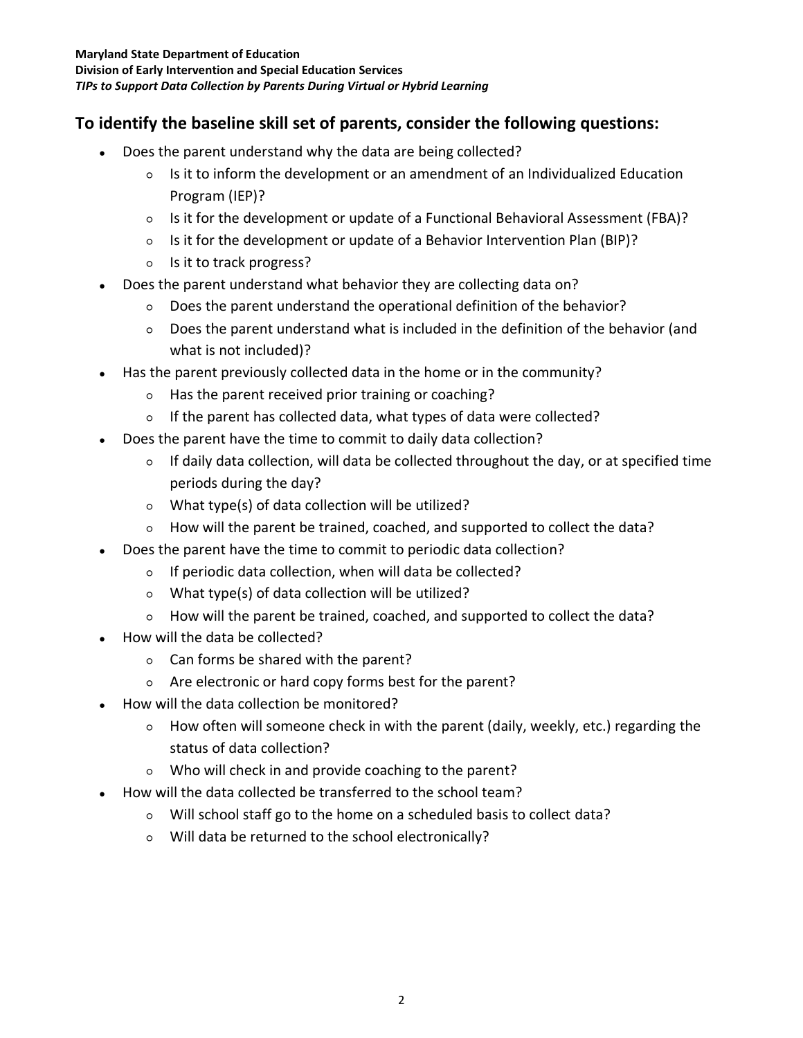## To identify the baseline skill set of parents, consider the following questions:

- Does the parent understand why the data are being collected?
  - Is it to inform the development or an amendment of an Individualized Education Program (IEP)?
  - Is it for the development or update of a Functional Behavioral Assessment (FBA)?
  - Is it for the development or update of a Behavior Intervention Plan (BIP)?
  - Is it to track progress?
- Does the parent understand what behavior they are collecting data on?
  - Does the parent understand the operational definition of the behavior?
  - Does the parent understand what is included in the definition of the behavior (and what is not included)?
- Has the parent previously collected data in the home or in the community?
  - Has the parent received prior training or coaching?
  - If the parent has collected data, what types of data were collected?
- Does the parent have the time to commit to daily data collection?
  - If daily data collection, will data be collected throughout the day, or at specified time periods during the day?
  - What type(s) of data collection will be utilized?
  - How will the parent be trained, coached, and supported to collect the data?
- Does the parent have the time to commit to periodic data collection?
  - If periodic data collection, when will data be collected?
  - What type(s) of data collection will be utilized?
  - How will the parent be trained, coached, and supported to collect the data?
- How will the data be collected?
  - Can forms be shared with the parent?
  - Are electronic or hard copy forms best for the parent?
- How will the data collection be monitored?
  - How often will someone check in with the parent (daily, weekly, etc.) regarding the status of data collection?
  - Who will check in and provide coaching to the parent?
- How will the data collected be transferred to the school team?
  - Will school staff go to the home on a scheduled basis to collect data?
  - Will data be returned to the school electronically?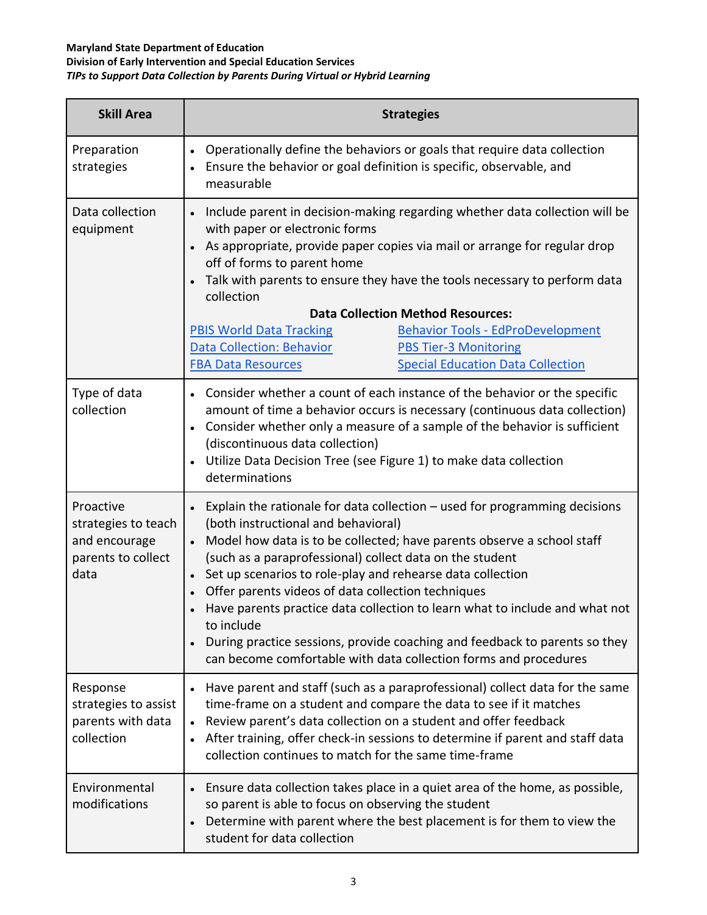| Skill Area | Strategies |
|---|---|
| Preparation strategies | • Operationally define the behaviors or goals that require data collection<br>• Ensure the behavior or goal definition is specific, observable, and measurable |
| Data collection equipment | • Include parent in decision-making regarding whether data collection will be with paper or electronic forms<br>• As appropriate, provide paper copies via mail or arrange for regular drop off of forms to parent home<br>• Talk with parents to ensure they have the tools necessary to perform data collection<br>**Data Collection Method Resources:**<br>PBIS World Data Tracking<br>Behavior Tools - EdProDevelopment<br>Data Collection: Behavior<br>PBS Tier-3 Monitoring<br>FBA Data Resources<br>Special Education Data Collection |
| Type of data collection | • Consider whether a count of each instance of the behavior or the specific amount of time a behavior occurs is necessary (continuous data collection)<br>• Consider whether only a measure of a sample of the behavior is sufficient (discontinuous data collection)<br>• Utilize Data Decision Tree (see Figure 1) to make data collection determinations |
| Proactive strategies to teach and encourage parents to collect data | • Explain the rationale for data collection – used for programming decisions (both instructional and behavioral)<br>• Model how data is to be collected; have parents observe a school staff (such as a paraprofessional) collect data on the student<br>• Set up scenarios to role-play and rehearse data collection<br>• Offer parents videos of data collection techniques<br>• Have parents practice data collection to learn what to include and what not to include<br>• During practice sessions, provide coaching and feedback to parents so they can become comfortable with data collection forms and procedures |
| Response strategies to assist parents with data collection | • Have parent and staff (such as a paraprofessional) collect data for the same time-frame on a student and compare the data to see if it matches<br>• Review parent's data collection on a student and offer feedback<br>• After training, offer check-in sessions to determine if parent and staff data collection continues to match for the same time-frame |
| Environmental modifications | • Ensure data collection takes place in a quiet area of the home, as possible, so parent is able to focus on observing the student<br>• Determine with parent where the best placement is for them to view the student for data collection |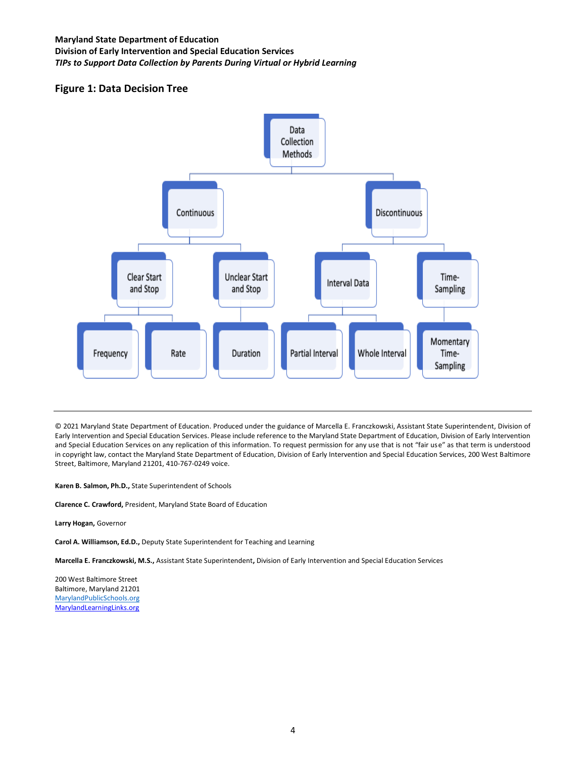## Figure 1: Data Decision Tree

Data Collection Methods

Continuous

Discontinuous

Clear Start and Stop

Unclear Start and Stop

Interval Data

Time-Sampling

Frequency

Rate

Duration

Partial Interval

Whole Interval

Momentary Time-Sampling

---

© 2021 Maryland State Department of Education. Produced under the guidance of Marcella E. Franczkowski, Assistant State Superintendent, Division of Early Intervention and Special Education Services. Please include reference to the Maryland State Department of Education, Division of Early Intervention and Special Education Services on any replication of this information. To request permission for any use that is not "fair use" as that term is understood in copyright law, contact the Maryland State Department of Education, Division of Early Intervention and Special Education Services, 200 West Baltimore Street, Baltimore, Maryland 21201, 410-767-0249 voice.

**Karen B. Salmon, Ph.D.,** State Superintendent of Schools

**Clarence C. Crawford,** President, Maryland State Board of Education

**Larry Hogan,** Governor

**Carol A. Williamson, Ed.D.,** Deputy State Superintendent for Teaching and Learning

**Marcella E. Franczkowski, M.S.,** Assistant State Superintendent**,** Division of Early Intervention and Special Education Services

200 West Baltimore Street
Baltimore, Maryland 21201
[MarylandPublicSchools.org](MarylandPublicSchools.org)
[MarylandLearningLinks.org](MarylandLearningLinks.org)